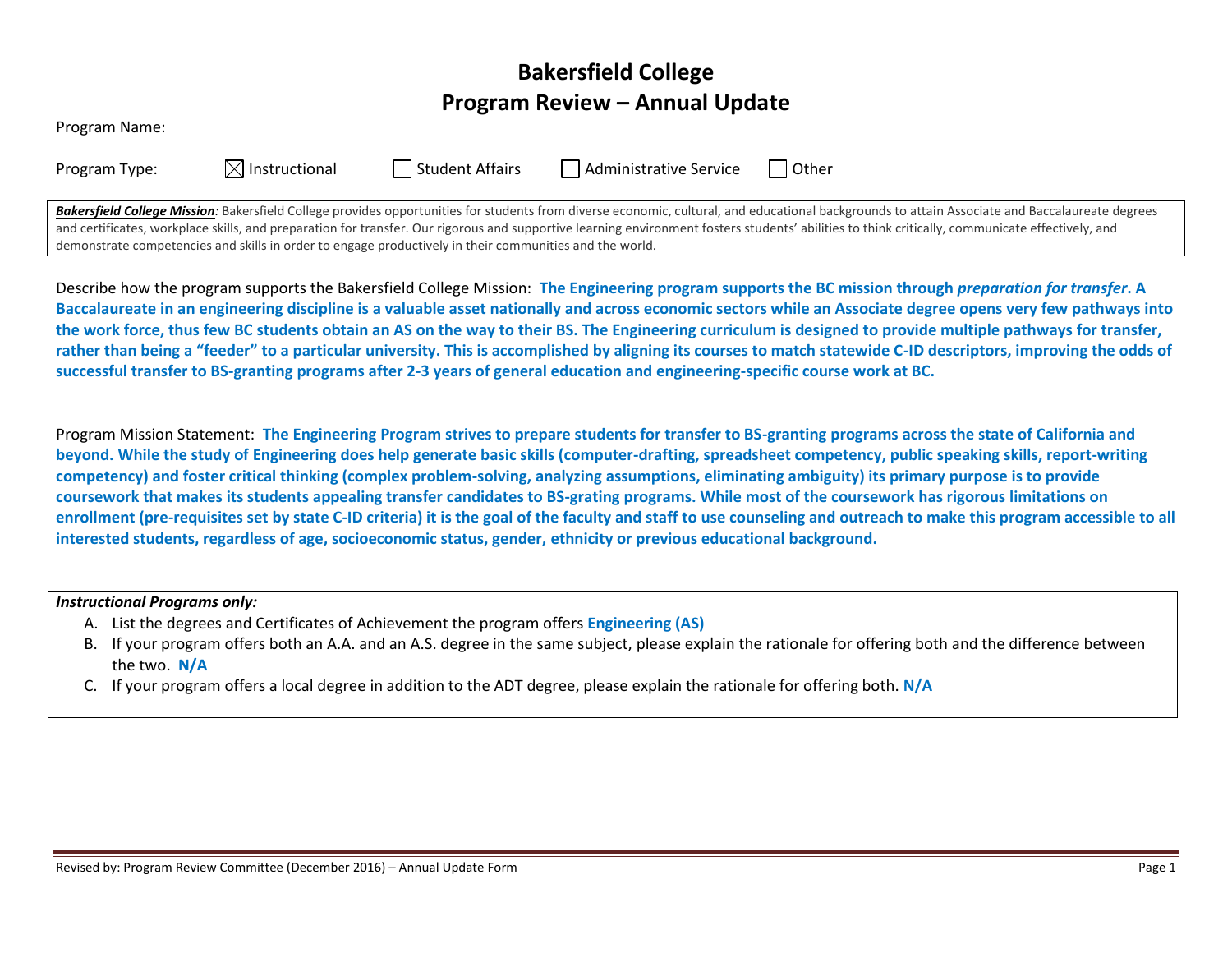# Bakersfield College
# Program Review – Annual Update

Program Name:

Program Type: ☒ Instructional ☐ Student Affairs ☐ Administrative Service ☐ Other

***Bakersfield College Mission**:* Bakersfield College provides opportunities for students from diverse economic, cultural, and educational backgrounds to attain Associate and Baccalaureate degrees and certificates, workplace skills, and preparation for transfer. Our rigorous and supportive learning environment fosters students' abilities to think critically, communicate effectively, and demonstrate competencies and skills in order to engage productively in their communities and the world.

Describe how the program supports the Bakersfield College Mission: **The Engineering program supports the BC mission through *preparation for transfer*. A Baccalaureate in an engineering discipline is a valuable asset nationally and across economic sectors while an Associate degree opens very few pathways into the work force, thus few BC students obtain an AS on the way to their BS. The Engineering curriculum is designed to provide multiple pathways for transfer, rather than being a "feeder" to a particular university. This is accomplished by aligning its courses to match statewide C-ID descriptors, improving the odds of successful transfer to BS-granting programs after 2-3 years of general education and engineering-specific course work at BC.**

Program Mission Statement: **The Engineering Program strives to prepare students for transfer to BS-granting programs across the state of California and beyond. While the study of Engineering does help generate basic skills (computer-drafting, spreadsheet competency, public speaking skills, report-writing competency) and foster critical thinking (complex problem-solving, analyzing assumptions, eliminating ambiguity) its primary purpose is to provide coursework that makes its students appealing transfer candidates to BS-grating programs. While most of the coursework has rigorous limitations on enrollment (pre-requisites set by state C-ID criteria) it is the goal of the faculty and staff to use counseling and outreach to make this program accessible to all interested students, regardless of age, socioeconomic status, gender, ethnicity or previous educational background.**

***Instructional Programs only:***

A. List the degrees and Certificates of Achievement the program offers **Engineering (AS)**
B. If your program offers both an A.A. and an A.S. degree in the same subject, please explain the rationale for offering both and the difference between the two. **N/A**
C. If your program offers a local degree in addition to the ADT degree, please explain the rationale for offering both. **N/A**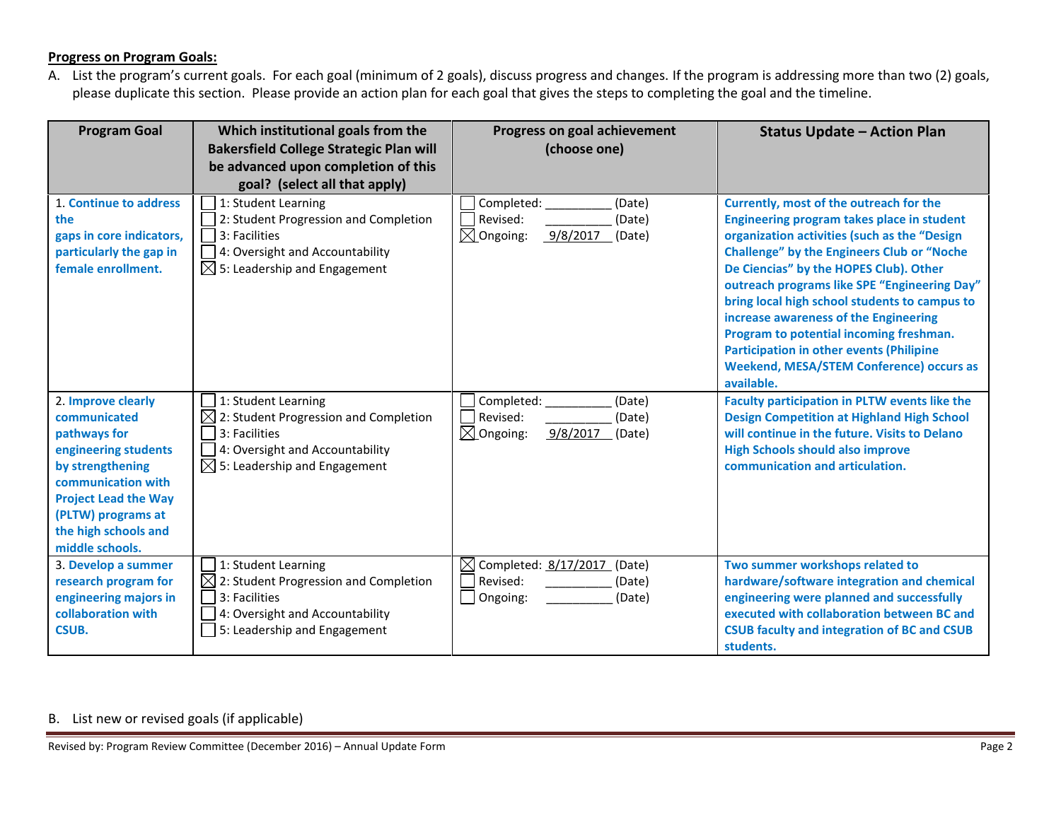**Progress on Program Goals:**

A. List the program's current goals. For each goal (minimum of 2 goals), discuss progress and changes. If the program is addressing more than two (2) goals, please duplicate this section. Please provide an action plan for each goal that gives the steps to completing the goal and the timeline.

| Program Goal | Which institutional goals from the Bakersfield College Strategic Plan will be advanced upon completion of this goal? (select all that apply) | Progress on goal achievement (choose one) | Status Update – Action Plan |
|---|---|---|---|
| 1. **Continue to address the gaps in core indicators, particularly the gap in female enrollment.** | ☐ 1: Student Learning<br>☐ 2: Student Progression and Completion<br>☐ 3: Facilities<br>☐ 4: Oversight and Accountability<br>☒ 5: Leadership and Engagement | ☐ Completed: __________ (Date)<br>☐ Revised: __________ (Date)<br>☒ Ongoing: 9/8/2017 (Date) | **Currently, most of the outreach for the Engineering program takes place in student organization activities (such as the "Design Challenge" by the Engineers Club or "Noche De Ciencias" by the HOPES Club). Other outreach programs like SPE "Engineering Day" bring local high school students to campus to increase awareness of the Engineering Program to potential incoming freshman. Participation in other events (Philipine Weekend, MESA/STEM Conference) occurs as available.** |
| 2. **Improve clearly communicated pathways for engineering students by strengthening communication with Project Lead the Way (PLTW) programs at the high schools and middle schools.** | ☐ 1: Student Learning<br>☒ 2: Student Progression and Completion<br>☐ 3: Facilities<br>☐ 4: Oversight and Accountability<br>☒ 5: Leadership and Engagement | ☐ Completed: __________ (Date)<br>☐ Revised: __________ (Date)<br>☒ Ongoing: 9/8/2017 (Date) | **Faculty participation in PLTW events like the Design Competition at Highland High School will continue in the future. Visits to Delano High Schools should also improve communication and articulation.** |
| 3. **Develop a summer research program for engineering majors in collaboration with CSUB.** | ☐ 1: Student Learning<br>☒ 2: Student Progression and Completion<br>☐ 3: Facilities<br>☐ 4: Oversight and Accountability<br>☐ 5: Leadership and Engagement | ☒ Completed: 8/17/2017 (Date)<br>☐ Revised: __________ (Date)<br>☐ Ongoing: __________ (Date) | **Two summer workshops related to hardware/software integration and chemical engineering were planned and successfully executed with collaboration between BC and CSUB faculty and integration of BC and CSUB students.** |

B. List new or revised goals (if applicable)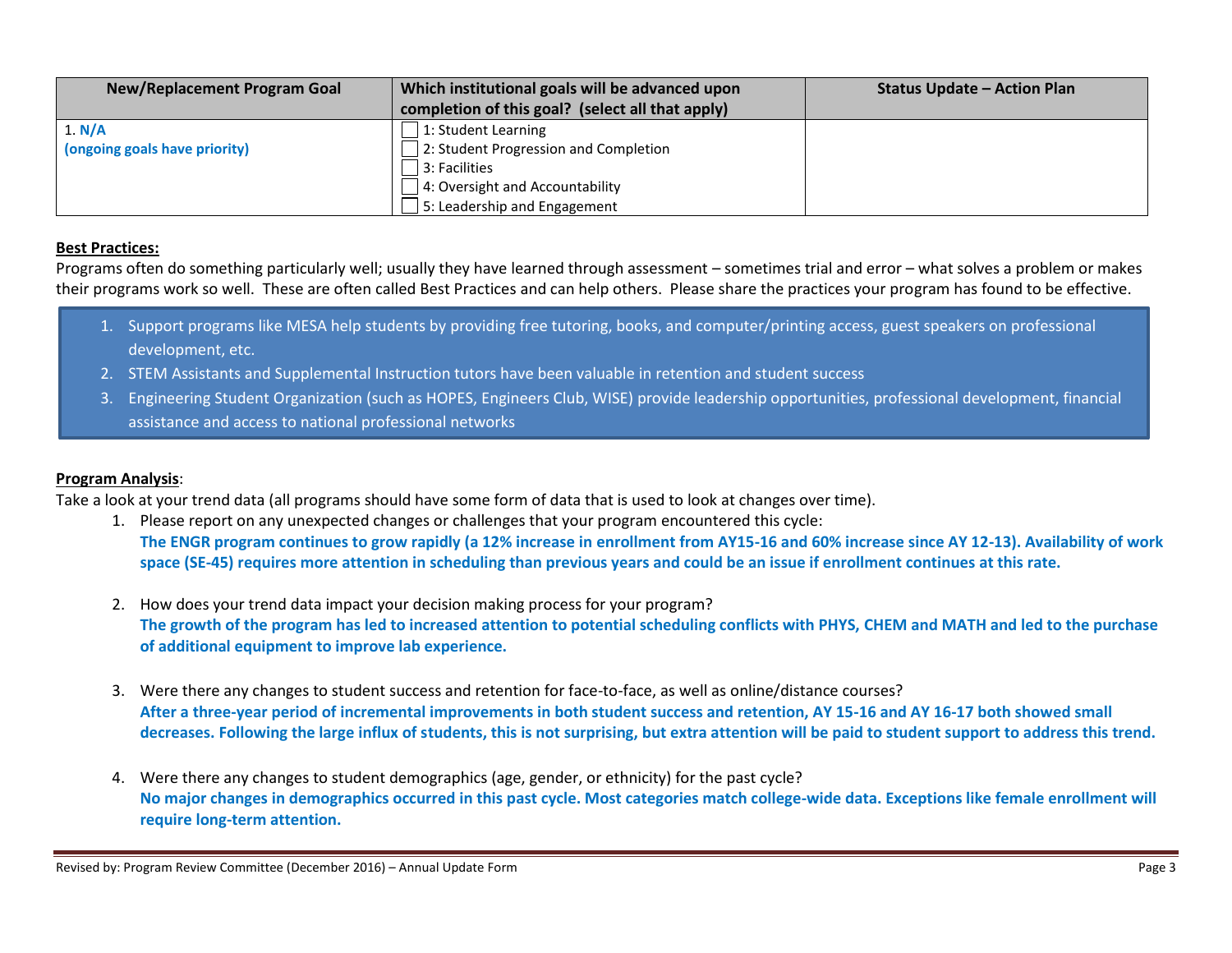| New/Replacement Program Goal | Which institutional goals will be advanced upon completion of this goal? (select all that apply) | Status Update – Action Plan |
|---|---|---|
| 1. **N/A** **(ongoing goals have priority)** | ☐ 1: Student Learning<br>☐ 2: Student Progression and Completion<br>☐ 3: Facilities<br>☐ 4: Oversight and Accountability<br>☐ 5: Leadership and Engagement | |

**Best Practices:**

Programs often do something particularly well; usually they have learned through assessment – sometimes trial and error – what solves a problem or makes their programs work so well. These are often called Best Practices and can help others. Please share the practices your program has found to be effective.

1. Support programs like MESA help students by providing free tutoring, books, and computer/printing access, guest speakers on professional development, etc.
2. STEM Assistants and Supplemental Instruction tutors have been valuable in retention and student success
3. Engineering Student Organization (such as HOPES, Engineers Club, WISE) provide leadership opportunities, professional development, financial assistance and access to national professional networks

**Program Analysis**:

Take a look at your trend data (all programs should have some form of data that is used to look at changes over time).

1. Please report on any unexpected changes or challenges that your program encountered this cycle:
   **The ENGR program continues to grow rapidly (a 12% increase in enrollment from AY15-16 and 60% increase since AY 12-13). Availability of work space (SE-45) requires more attention in scheduling than previous years and could be an issue if enrollment continues at this rate.**

2. How does your trend data impact your decision making process for your program?
   **The growth of the program has led to increased attention to potential scheduling conflicts with PHYS, CHEM and MATH and led to the purchase of additional equipment to improve lab experience.**

3. Were there any changes to student success and retention for face-to-face, as well as online/distance courses?
   **After a three-year period of incremental improvements in both student success and retention, AY 15-16 and AY 16-17 both showed small decreases. Following the large influx of students, this is not surprising, but extra attention will be paid to student support to address this trend.**

4. Were there any changes to student demographics (age, gender, or ethnicity) for the past cycle?
   **No major changes in demographics occurred in this past cycle. Most categories match college-wide data. Exceptions like female enrollment will require long-term attention.**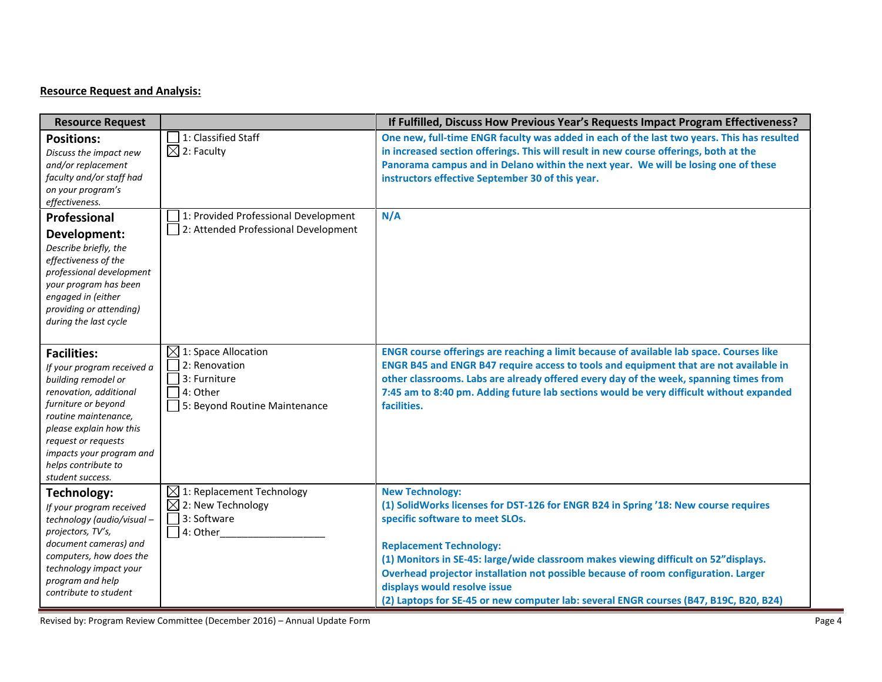**Resource Request and Analysis:**

| Resource Request | | If Fulfilled, Discuss How Previous Year's Requests Impact Program Effectiveness? |
|---|---|---|
| **Positions:** *Discuss the impact new and/or replacement faculty and/or staff had on your program's effectiveness.* | ☐ 1: Classified Staff<br>☒ 2: Faculty | **One new, full-time ENGR faculty was added in each of the last two years. This has resulted in increased section offerings. This will result in new course offerings, both at the Panorama campus and in Delano within the next year. We will be losing one of these instructors effective September 30 of this year.** |
| **Professional Development:** *Describe briefly, the effectiveness of the professional development your program has been engaged in (either providing or attending) during the last cycle* | ☐ 1: Provided Professional Development<br>☐ 2: Attended Professional Development | **N/A** |
| **Facilities:** *If your program received a building remodel or renovation, additional furniture or beyond routine maintenance, please explain how this request or requests impacts your program and helps contribute to student success.* | ☒ 1: Space Allocation<br>☐ 2: Renovation<br>☐ 3: Furniture<br>☐ 4: Other<br>☐ 5: Beyond Routine Maintenance | **ENGR course offerings are reaching a limit because of available lab space. Courses like ENGR B45 and ENGR B47 require access to tools and equipment that are not available in other classrooms. Labs are already offered every day of the week, spanning times from 7:45 am to 8:40 pm. Adding future lab sections would be very difficult without expanded facilities.** |
| **Technology:** *If your program received technology (audio/visual – projectors, TV's, document cameras) and computers, how does the technology impact your program and help contribute to student* | ☒ 1: Replacement Technology<br>☒ 2: New Technology<br>☐ 3: Software<br>☐ 4: Other___________________ | **New Technology:**<br>**(1) SolidWorks licenses for DST-126 for ENGR B24 in Spring '18: New course requires specific software to meet SLOs.**<br><br>**Replacement Technology:**<br>**(1) Monitors in SE-45: large/wide classroom makes viewing difficult on 52"displays. Overhead projector installation not possible because of room configuration. Larger displays would resolve issue**<br>**(2) Laptops for SE-45 or new computer lab: several ENGR courses (B47, B19C, B20, B24)** |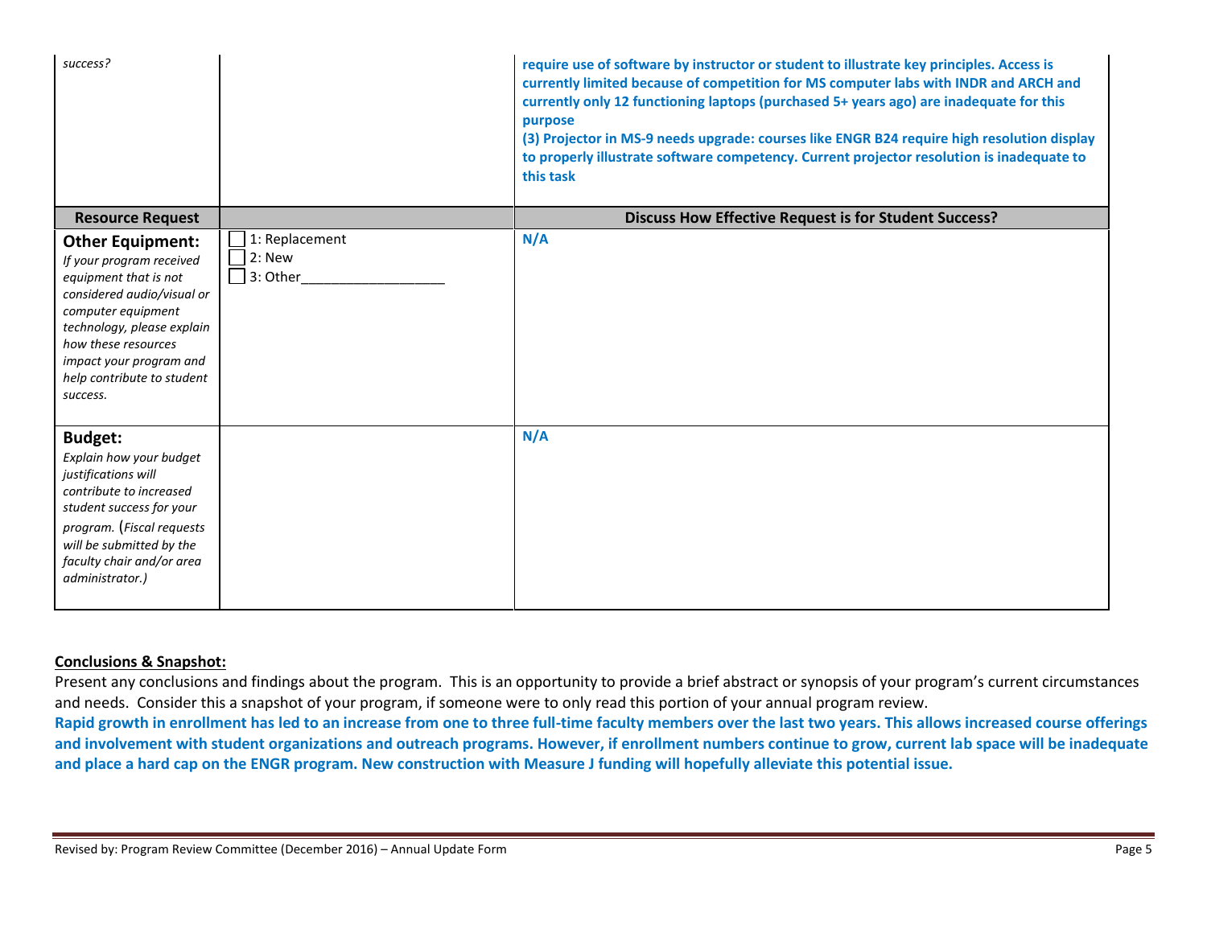| | | |
|---|---|---|
| *success?* | | **require use of software by instructor or student to illustrate key principles. Access is currently limited because of competition for MS computer labs with INDR and ARCH and currently only 12 functioning laptops (purchased 5+ years ago) are inadequate for this purpose**<br>**(3) Projector in MS-9 needs upgrade: courses like ENGR B24 require high resolution display to properly illustrate software competency. Current projector resolution is inadequate to this task** |
| **Resource Request** | | **Discuss How Effective Request is for Student Success?** |
| **Other Equipment:** *If your program received equipment that is not considered audio/visual or computer equipment technology, please explain how these resources impact your program and help contribute to student success.* | ☐ 1: Replacement<br>☐ 2: New<br>☐ 3: Other__________________ | **N/A** |
| **Budget:** *Explain how your budget justifications will contribute to increased student success for your program. (Fiscal requests will be submitted by the faculty chair and/or area administrator.)* | | **N/A** |

**Conclusions & Snapshot:**

Present any conclusions and findings about the program. This is an opportunity to provide a brief abstract or synopsis of your program's current circumstances and needs. Consider this a snapshot of your program, if someone were to only read this portion of your annual program review.

**Rapid growth in enrollment has led to an increase from one to three full-time faculty members over the last two years. This allows increased course offerings and involvement with student organizations and outreach programs. However, if enrollment numbers continue to grow, current lab space will be inadequate and place a hard cap on the ENGR program. New construction with Measure J funding will hopefully alleviate this potential issue.**

Revised by: Program Review Committee (December 2016) – Annual Update Form